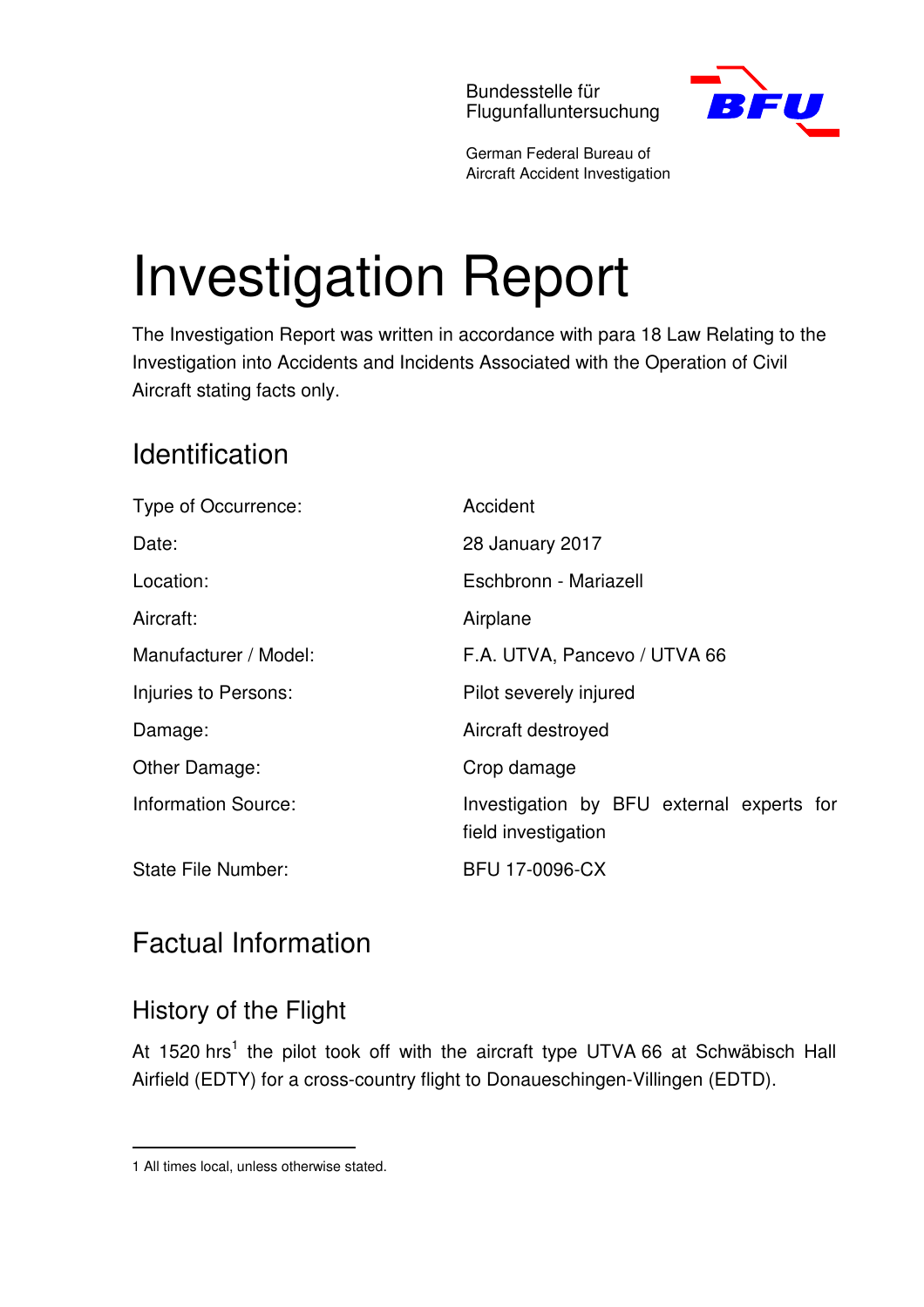Bundesstelle für Flugunfalluntersuchung

German Federal Bureau of Aircraft Accident Investigation

# Investigation Report

The Investigation Report was written in accordance with para 18 Law Relating to the Investigation into Accidents and Incidents Associated with the Operation of Civil Aircraft stating facts only.

## Identification

| | |
|---|---|
| Type of Occurrence: | Accident |
| Date: | 28 January 2017 |
| Location: | Eschbronn - Mariazell |
| Aircraft: | Airplane |
| Manufacturer / Model: | F.A. UTVA, Pancevo / UTVA 66 |
| Injuries to Persons: | Pilot severely injured |
| Damage: | Aircraft destroyed |
| Other Damage: | Crop damage |
| Information Source: | Investigation by BFU external experts for field investigation |
| State File Number: | BFU 17-0096-CX |

## Factual Information

### History of the Flight

At 1520 hrs[1] the pilot took off with the aircraft type UTVA 66 at Schwäbisch Hall Airfield (EDTY) for a cross-country flight to Donaueschingen-Villingen (EDTD).

1 All times local, unless otherwise stated.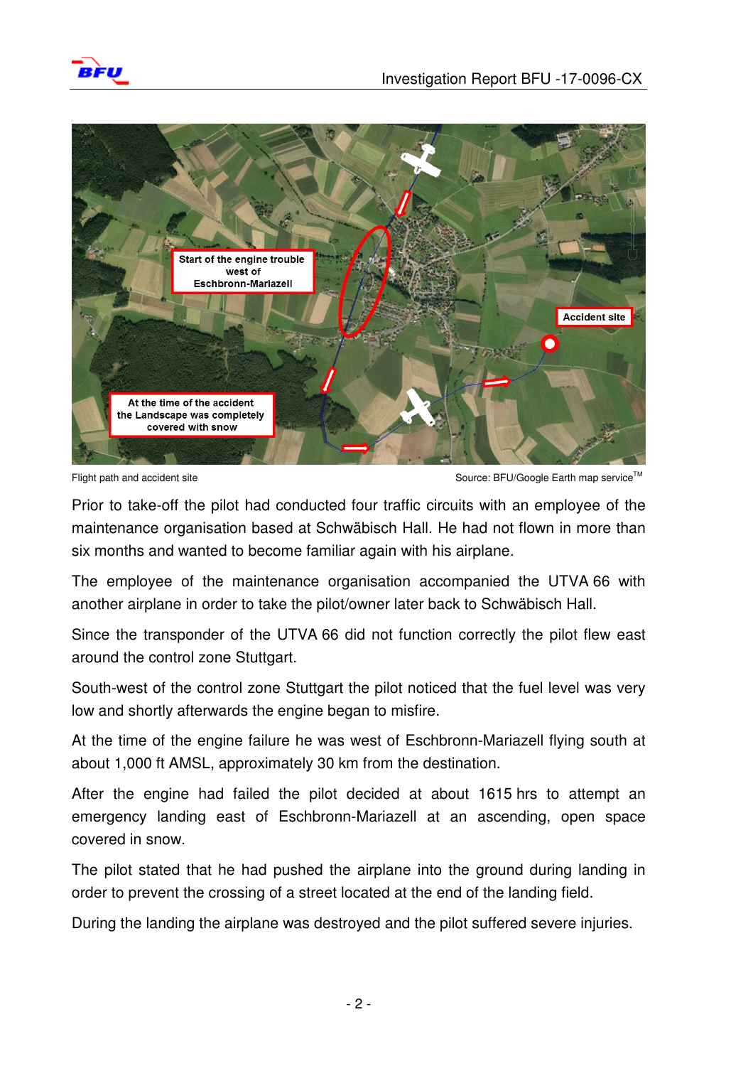Flight path and accident site Source: BFU/Google Earth map service™

Prior to take-off the pilot had conducted four traffic circuits with an employee of the maintenance organisation based at Schwäbisch Hall. He had not flown in more than six months and wanted to become familiar again with his airplane.

The employee of the maintenance organisation accompanied the UTVA 66 with another airplane in order to take the pilot/owner later back to Schwäbisch Hall.

Since the transponder of the UTVA 66 did not function correctly the pilot flew east around the control zone Stuttgart.

South-west of the control zone Stuttgart the pilot noticed that the fuel level was very low and shortly afterwards the engine began to misfire.

At the time of the engine failure he was west of Eschbronn-Mariazell flying south at about 1,000 ft AMSL, approximately 30 km from the destination.

After the engine had failed the pilot decided at about 1615 hrs to attempt an emergency landing east of Eschbronn-Mariazell at an ascending, open space covered in snow.

The pilot stated that he had pushed the airplane into the ground during landing in order to prevent the crossing of a street located at the end of the landing field.

During the landing the airplane was destroyed and the pilot suffered severe injuries.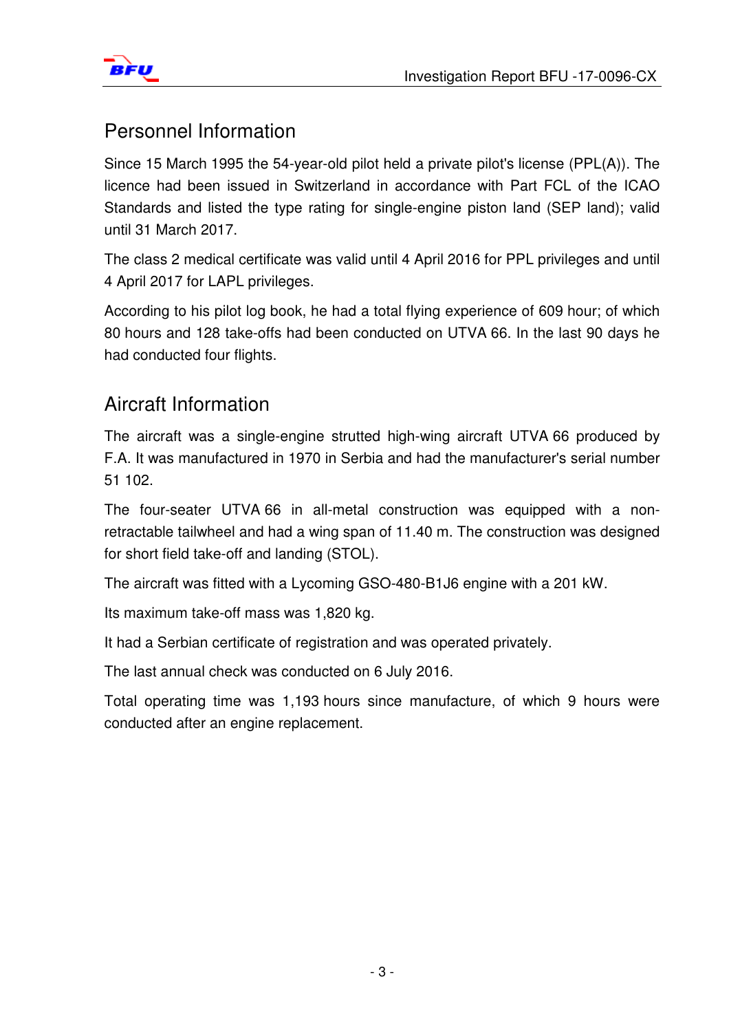## Personnel Information

Since 15 March 1995 the 54-year-old pilot held a private pilot's license (PPL(A)). The licence had been issued in Switzerland in accordance with Part FCL of the ICAO Standards and listed the type rating for single-engine piston land (SEP land); valid until 31 March 2017.

The class 2 medical certificate was valid until 4 April 2016 for PPL privileges and until 4 April 2017 for LAPL privileges.

According to his pilot log book, he had a total flying experience of 609 hour; of which 80 hours and 128 take-offs had been conducted on UTVA 66. In the last 90 days he had conducted four flights.

## Aircraft Information

The aircraft was a single-engine strutted high-wing aircraft UTVA 66 produced by F.A. It was manufactured in 1970 in Serbia and had the manufacturer's serial number 51 102.

The four-seater UTVA 66 in all-metal construction was equipped with a non-retractable tailwheel and had a wing span of 11.40 m. The construction was designed for short field take-off and landing (STOL).

The aircraft was fitted with a Lycoming GSO-480-B1J6 engine with a 201 kW.

Its maximum take-off mass was 1,820 kg.

It had a Serbian certificate of registration and was operated privately.

The last annual check was conducted on 6 July 2016.

Total operating time was 1,193 hours since manufacture, of which 9 hours were conducted after an engine replacement.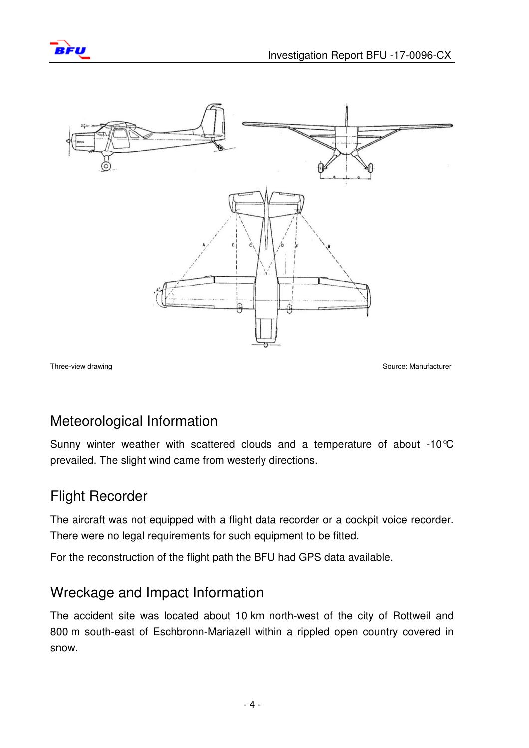Three-view drawing Source: Manufacturer

## Meteorological Information

Sunny winter weather with scattered clouds and a temperature of about -10°C prevailed. The slight wind came from westerly directions.

## Flight Recorder

The aircraft was not equipped with a flight data recorder or a cockpit voice recorder. There were no legal requirements for such equipment to be fitted.

For the reconstruction of the flight path the BFU had GPS data available.

## Wreckage and Impact Information

The accident site was located about 10 km north-west of the city of Rottweil and 800 m south-east of Eschbronn-Mariazell within a rippled open country covered in snow.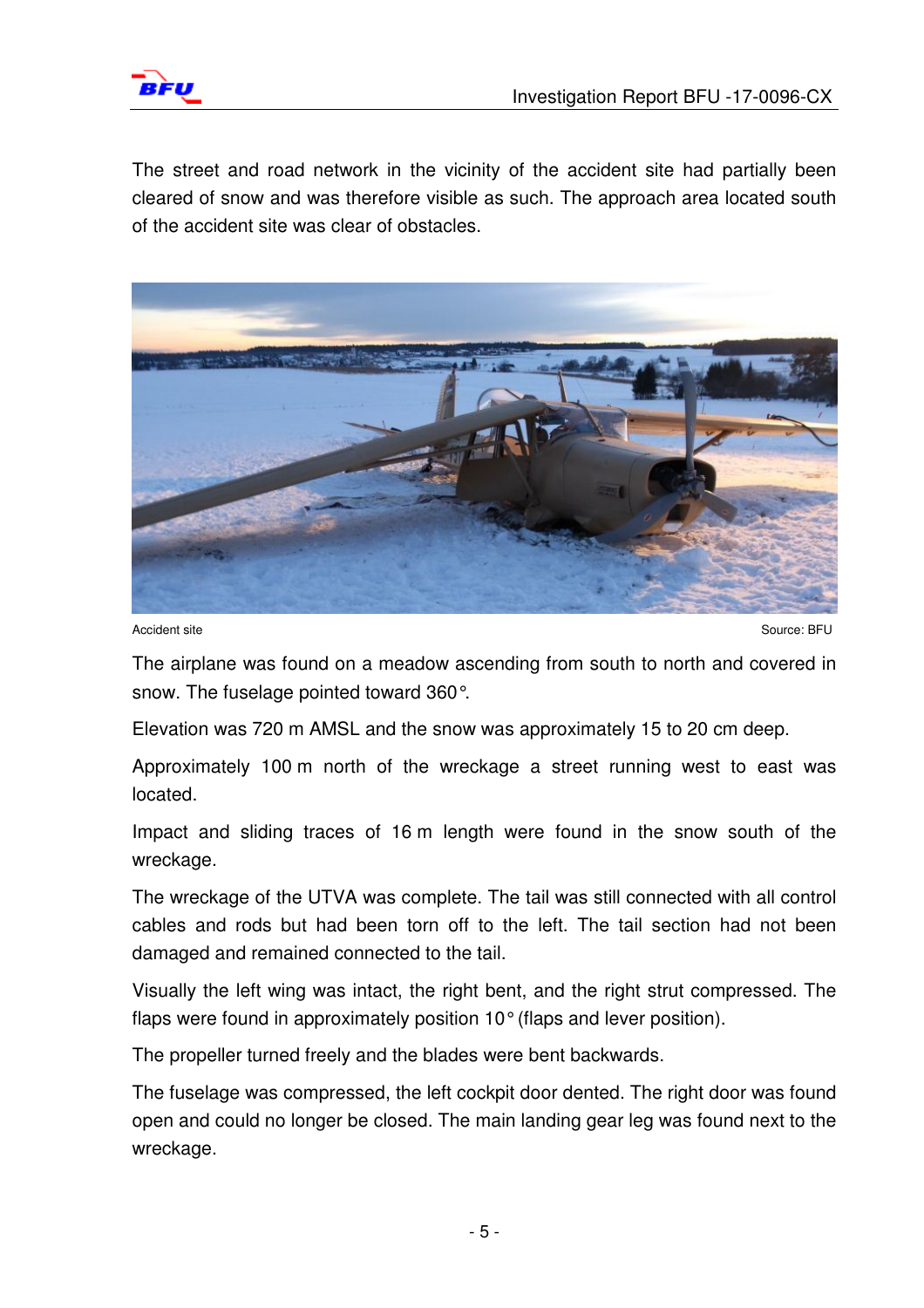The street and road network in the vicinity of the accident site had partially been cleared of snow and was therefore visible as such. The approach area located south of the accident site was clear of obstacles.

Accident site Source: BFU

The airplane was found on a meadow ascending from south to north and covered in snow. The fuselage pointed toward 360°.

Elevation was 720 m AMSL and the snow was approximately 15 to 20 cm deep.

Approximately 100 m north of the wreckage a street running west to east was located.

Impact and sliding traces of 16 m length were found in the snow south of the wreckage.

The wreckage of the UTVA was complete. The tail was still connected with all control cables and rods but had been torn off to the left. The tail section had not been damaged and remained connected to the tail.

Visually the left wing was intact, the right bent, and the right strut compressed. The flaps were found in approximately position 10° (flaps and lever position).

The propeller turned freely and the blades were bent backwards.

The fuselage was compressed, the left cockpit door dented. The right door was found open and could no longer be closed. The main landing gear leg was found next to the wreckage.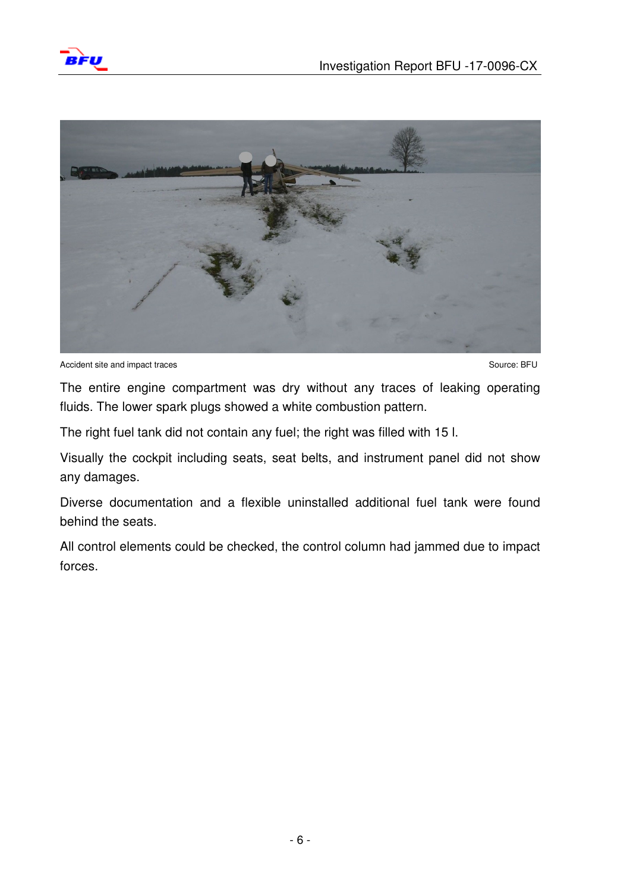Accident site and impact traces Source: BFU

The entire engine compartment was dry without any traces of leaking operating fluids. The lower spark plugs showed a white combustion pattern.

The right fuel tank did not contain any fuel; the right was filled with 15 l.

Visually the cockpit including seats, seat belts, and instrument panel did not show any damages.

Diverse documentation and a flexible uninstalled additional fuel tank were found behind the seats.

All control elements could be checked, the control column had jammed due to impact forces.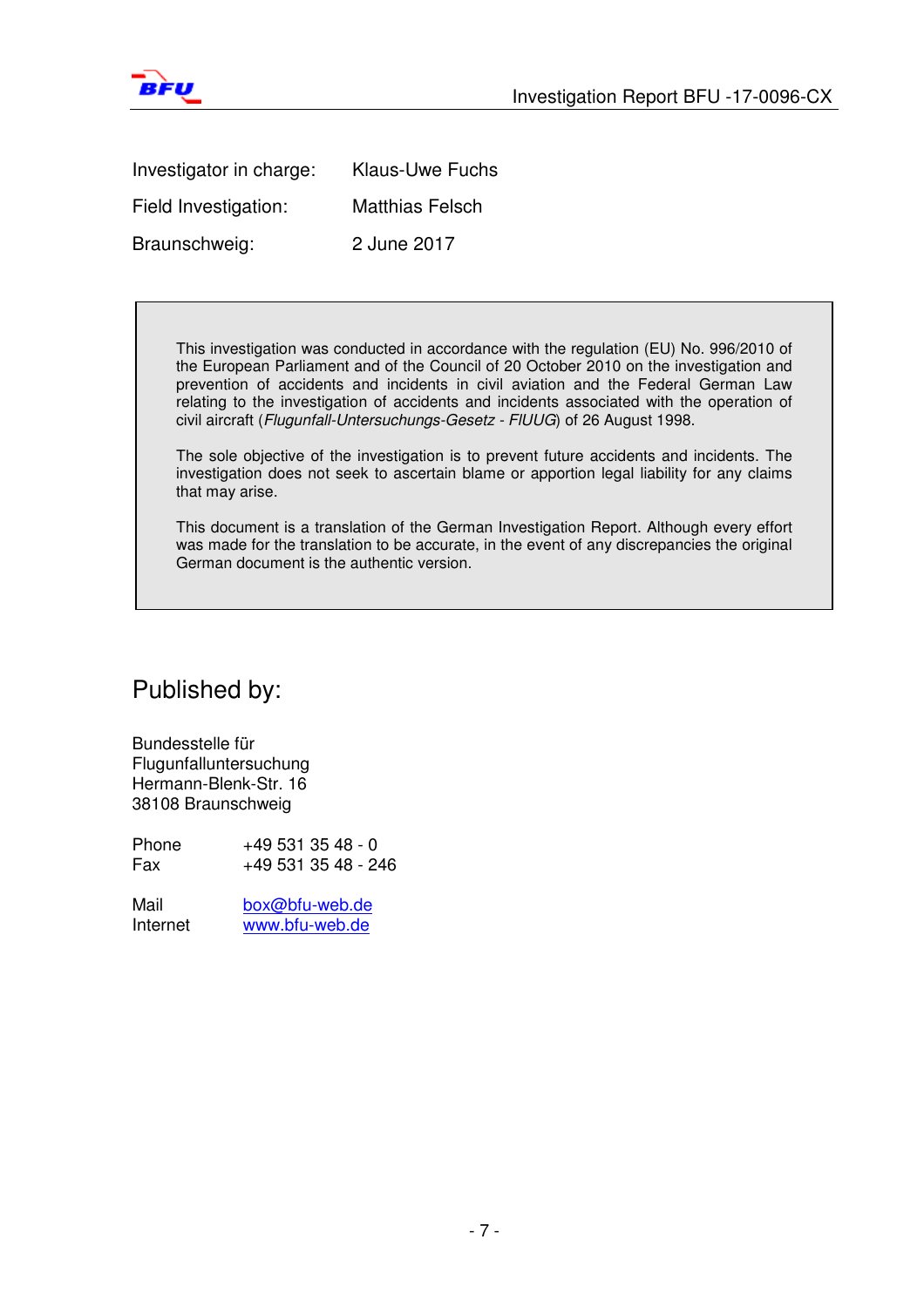| | |
|---|---|
| Investigator in charge: | Klaus-Uwe Fuchs |
| Field Investigation: | Matthias Felsch |
| Braunschweig: | 2 June 2017 |

This investigation was conducted in accordance with the regulation (EU) No. 996/2010 of the European Parliament and of the Council of 20 October 2010 on the investigation and prevention of accidents and incidents in civil aviation and the Federal German Law relating to the investigation of accidents and incidents associated with the operation of civil aircraft (*Flugunfall-Untersuchungs-Gesetz - FlUUG*) of 26 August 1998.

The sole objective of the investigation is to prevent future accidents and incidents. The investigation does not seek to ascertain blame or apportion legal liability for any claims that may arise.

This document is a translation of the German Investigation Report. Although every effort was made for the translation to be accurate, in the event of any discrepancies the original German document is the authentic version.

## Published by:

Bundesstelle für
Flugunfalluntersuchung
Hermann-Blenk-Str. 16
38108 Braunschweig

| | |
|---|---|
| Phone | +49 531 35 48 - 0 |
| Fax | +49 531 35 48 - 246 |

| | |
|---|---|
| Mail | box@bfu-web.de |
| Internet | www.bfu-web.de |